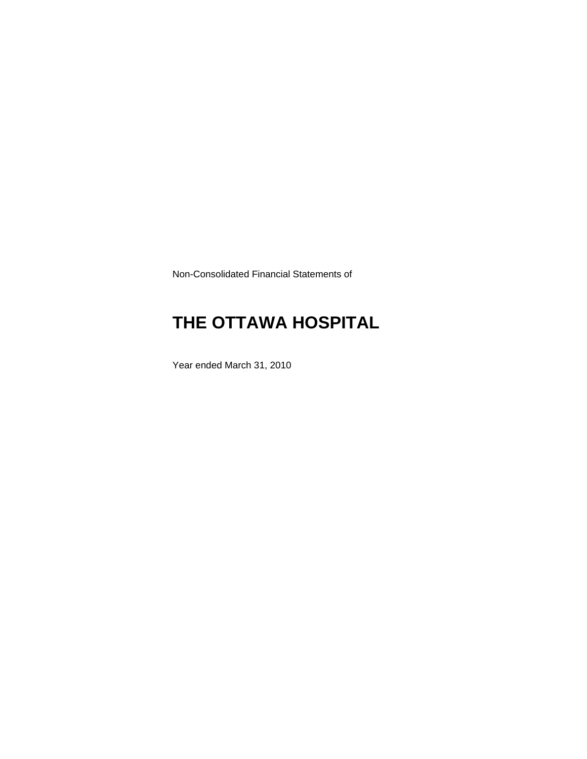Non-Consolidated Financial Statements of

# THE OTTAWA HOSPITAL

Year ended March 31, 2010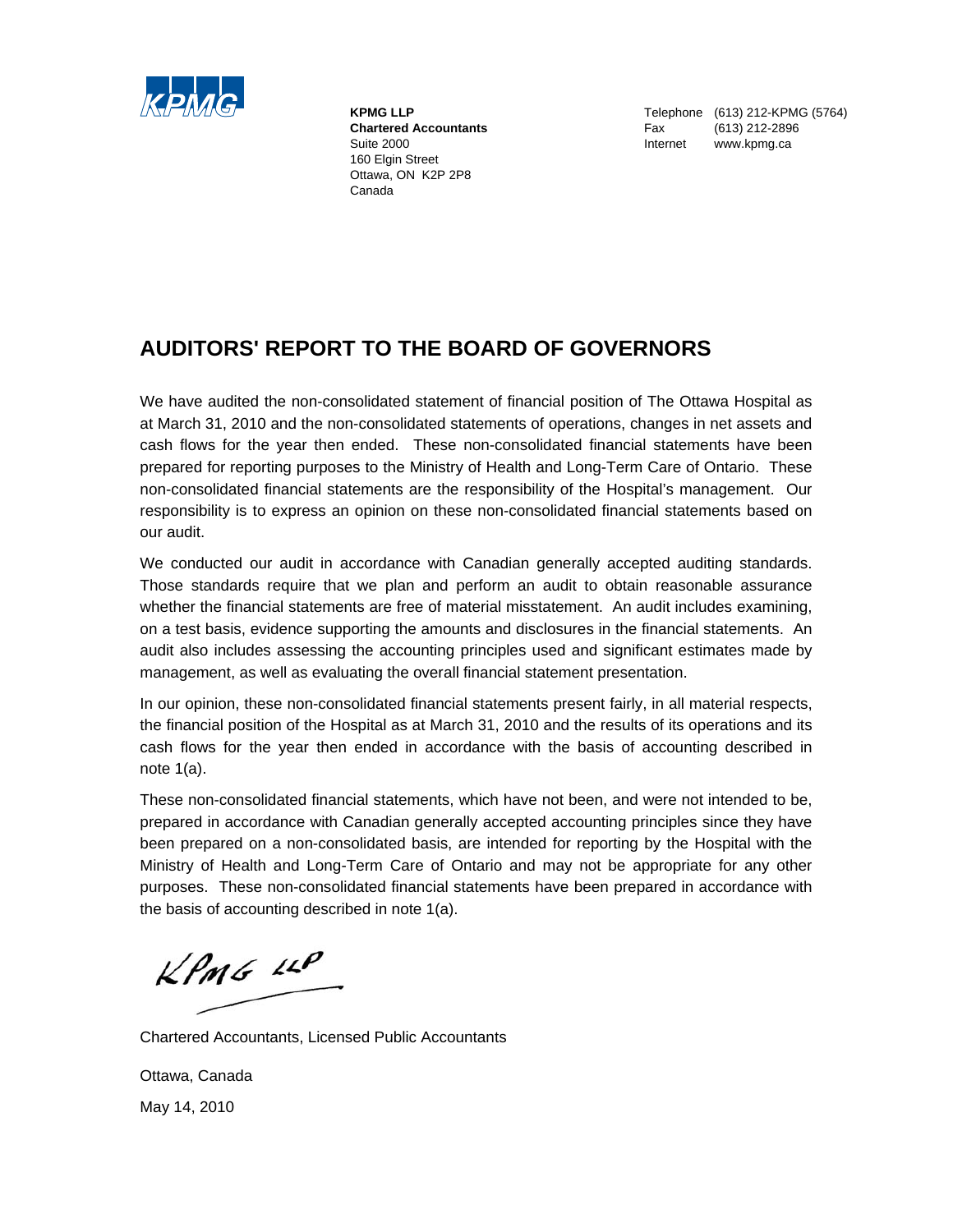KPMG

**KPMG LLP**
**Chartered Accountants**
Suite 2000
160 Elgin Street
Ottawa, ON K2P 2P8
Canada

Telephone (613) 212-KPMG (5764)
Fax (613) 212-2896
Internet www.kpmg.ca

## AUDITORS' REPORT TO THE BOARD OF GOVERNORS

We have audited the non-consolidated statement of financial position of The Ottawa Hospital as at March 31, 2010 and the non-consolidated statements of operations, changes in net assets and cash flows for the year then ended. These non-consolidated financial statements have been prepared for reporting purposes to the Ministry of Health and Long-Term Care of Ontario. These non-consolidated financial statements are the responsibility of the Hospital's management. Our responsibility is to express an opinion on these non-consolidated financial statements based on our audit.

We conducted our audit in accordance with Canadian generally accepted auditing standards. Those standards require that we plan and perform an audit to obtain reasonable assurance whether the financial statements are free of material misstatement. An audit includes examining, on a test basis, evidence supporting the amounts and disclosures in the financial statements. An audit also includes assessing the accounting principles used and significant estimates made by management, as well as evaluating the overall financial statement presentation.

In our opinion, these non-consolidated financial statements present fairly, in all material respects, the financial position of the Hospital as at March 31, 2010 and the results of its operations and its cash flows for the year then ended in accordance with the basis of accounting described in note 1(a).

These non-consolidated financial statements, which have not been, and were not intended to be, prepared in accordance with Canadian generally accepted accounting principles since they have been prepared on a non-consolidated basis, are intended for reporting by the Hospital with the Ministry of Health and Long-Term Care of Ontario and may not be appropriate for any other purposes. These non-consolidated financial statements have been prepared in accordance with the basis of accounting described in note 1(a).

KPMG LLP

Chartered Accountants, Licensed Public Accountants

Ottawa, Canada

May 14, 2010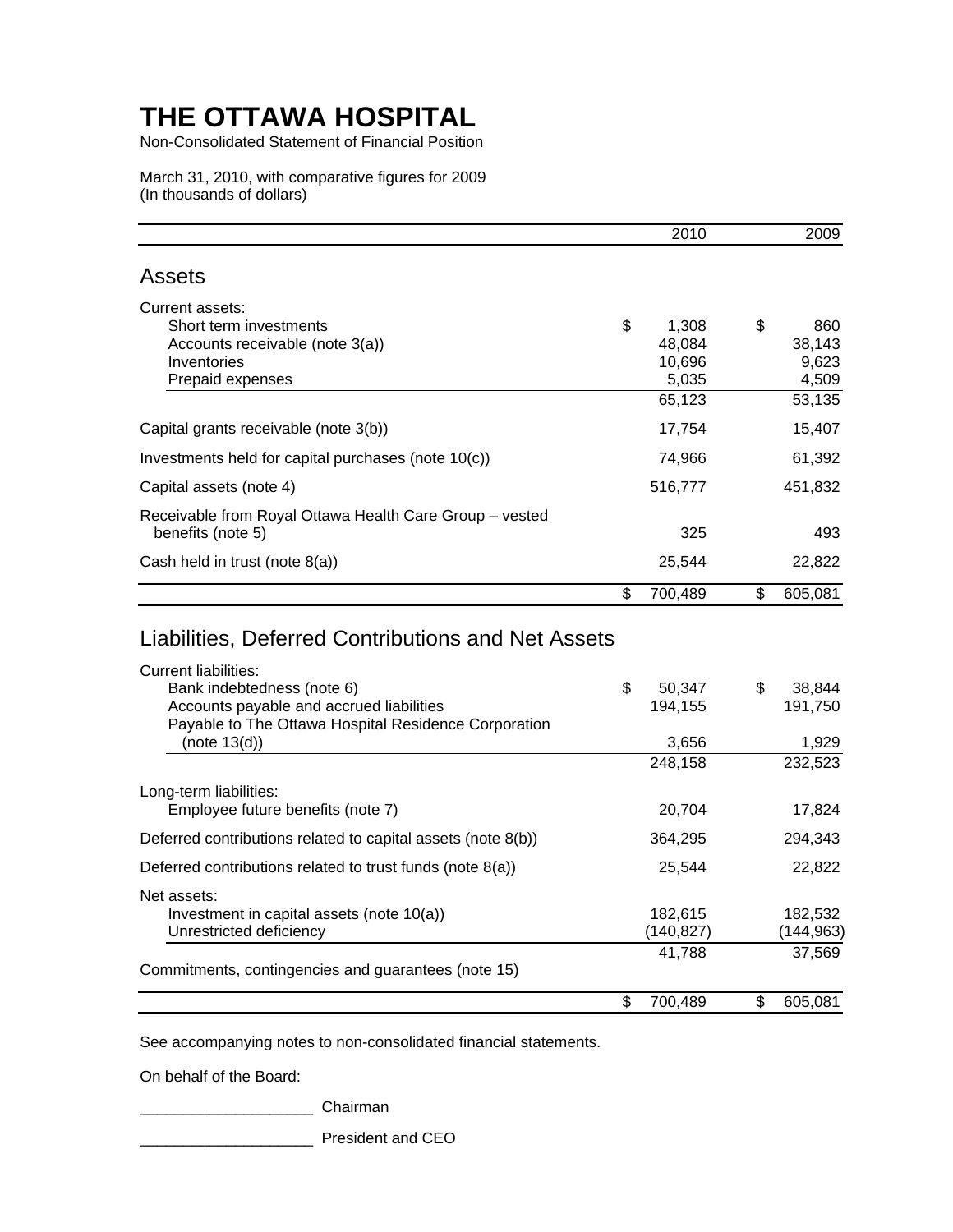# THE OTTAWA HOSPITAL

Non-Consolidated Statement of Financial Position

March 31, 2010, with comparative figures for 2009
(In thousands of dollars)

| | 2010 | 2009 |
|---|---:|---:|
| **Assets** | | |
| Current assets: | | |
| Short term investments | $ 1,308 | $ 860 |
| Accounts receivable (note 3(a)) | 48,084 | 38,143 |
| Inventories | 10,696 | 9,623 |
| Prepaid expenses | 5,035 | 4,509 |
| | 65,123 | 53,135 |
| Capital grants receivable (note 3(b)) | 17,754 | 15,407 |
| Investments held for capital purchases (note 10(c)) | 74,966 | 61,392 |
| Capital assets (note 4) | 516,777 | 451,832 |
| Receivable from Royal Ottawa Health Care Group – vested benefits (note 5) | 325 | 493 |
| Cash held in trust (note 8(a)) | 25,544 | 22,822 |
| | $ 700,489 | $ 605,081 |

| | 2010 | 2009 |
|---|---:|---:|
| **Liabilities, Deferred Contributions and Net Assets** | | |
| Current liabilities: | | |
| Bank indebtedness (note 6) | $ 50,347 | $ 38,844 |
| Accounts payable and accrued liabilities | 194,155 | 191,750 |
| Payable to The Ottawa Hospital Residence Corporation (note 13(d)) | 3,656 | 1,929 |
| | 248,158 | 232,523 |
| Long-term liabilities: | | |
| Employee future benefits (note 7) | 20,704 | 17,824 |
| Deferred contributions related to capital assets (note 8(b)) | 364,295 | 294,343 |
| Deferred contributions related to trust funds (note 8(a)) | 25,544 | 22,822 |
| Net assets: | | |
| Investment in capital assets (note 10(a)) | 182,615 | 182,532 |
| Unrestricted deficiency | (140,827) | (144,963) |
| | 41,788 | 37,569 |
| Commitments, contingencies and guarantees (note 15) | | |
| | $ 700,489 | $ 605,081 |

See accompanying notes to non-consolidated financial statements.

On behalf of the Board:

____________________ Chairman

____________________ President and CEO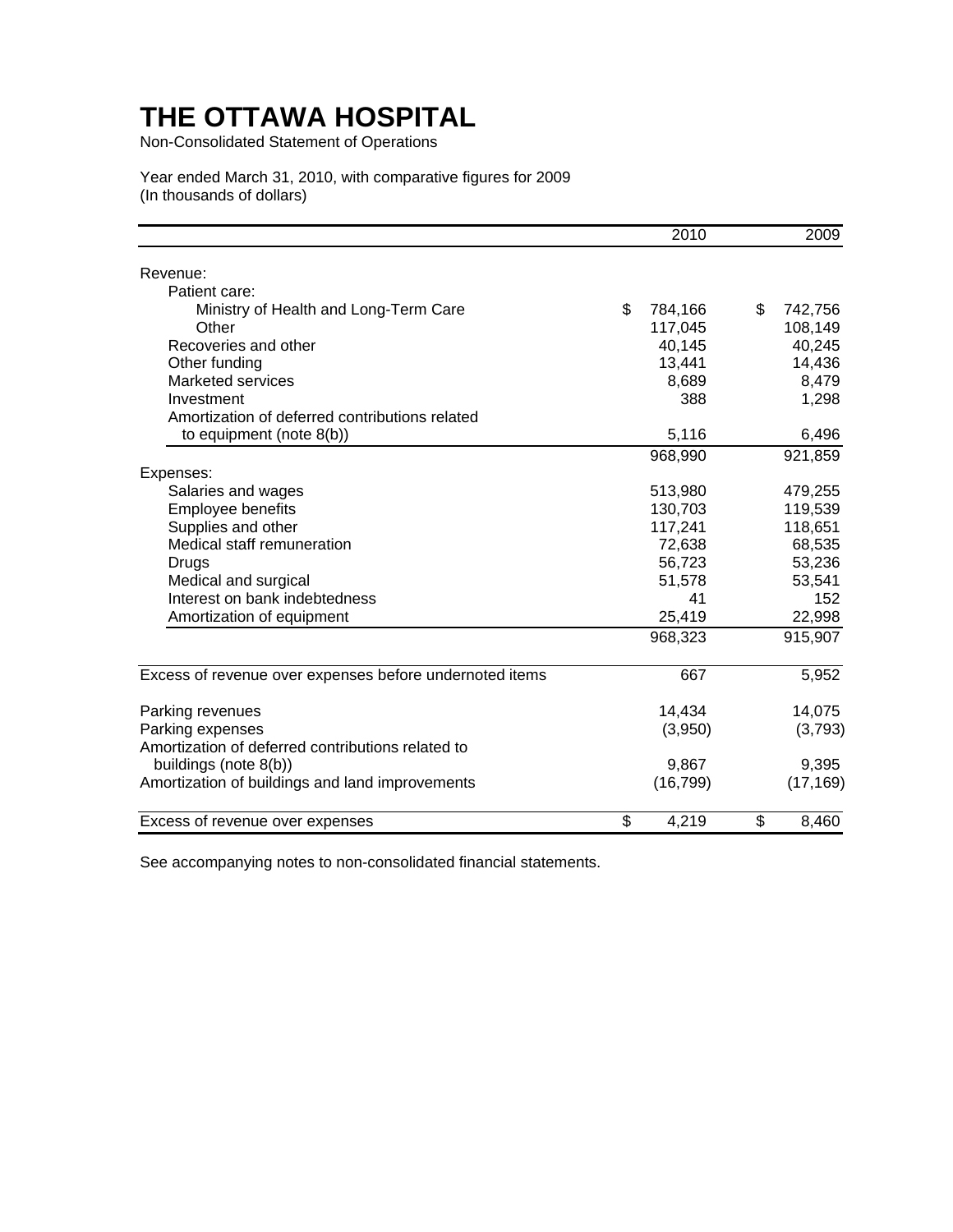# THE OTTAWA HOSPITAL

Non-Consolidated Statement of Operations

Year ended March 31, 2010, with comparative figures for 2009
(In thousands of dollars)

| | 2010 | 2009 |
|---|---|---|
| Revenue: | | |
| Patient care: | | |
| Ministry of Health and Long-Term Care | $ 784,166 | $ 742,756 |
| Other | 117,045 | 108,149 |
| Recoveries and other | 40,145 | 40,245 |
| Other funding | 13,441 | 14,436 |
| Marketed services | 8,689 | 8,479 |
| Investment | 388 | 1,298 |
| Amortization of deferred contributions related to equipment (note 8(b)) | 5,116 | 6,496 |
| | 968,990 | 921,859 |
| Expenses: | | |
| Salaries and wages | 513,980 | 479,255 |
| Employee benefits | 130,703 | 119,539 |
| Supplies and other | 117,241 | 118,651 |
| Medical staff remuneration | 72,638 | 68,535 |
| Drugs | 56,723 | 53,236 |
| Medical and surgical | 51,578 | 53,541 |
| Interest on bank indebtedness | 41 | 152 |
| Amortization of equipment | 25,419 | 22,998 |
| | 968,323 | 915,907 |
| Excess of revenue over expenses before undernoted items | 667 | 5,952 |
| Parking revenues | 14,434 | 14,075 |
| Parking expenses | (3,950) | (3,793) |
| Amortization of deferred contributions related to buildings (note 8(b)) | 9,867 | 9,395 |
| Amortization of buildings and land improvements | (16,799) | (17,169) |
| Excess of revenue over expenses | $ 4,219 | $ 8,460 |

See accompanying notes to non-consolidated financial statements.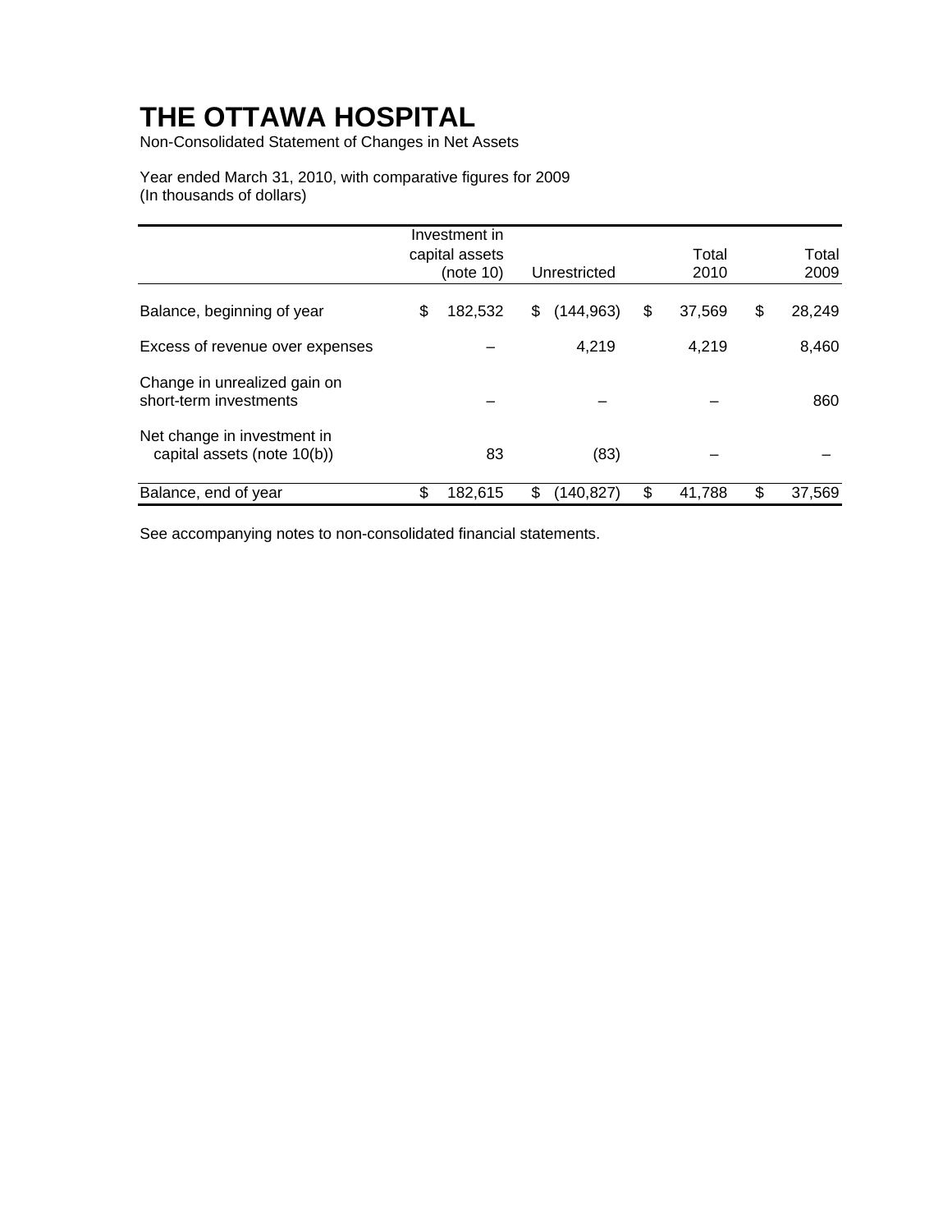# THE OTTAWA HOSPITAL

Non-Consolidated Statement of Changes in Net Assets

Year ended March 31, 2010, with comparative figures for 2009
(In thousands of dollars)

| | Investment in capital assets (note 10) | Unrestricted | Total 2010 | Total 2009 |
|---|---|---|---|---|
| Balance, beginning of year | $ 182,532 | $ (144,963) | $ 37,569 | $ 28,249 |
| Excess of revenue over expenses | – | 4,219 | 4,219 | 8,460 |
| Change in unrealized gain on short-term investments | – | – | – | 860 |
| Net change in investment in capital assets (note 10(b)) | 83 | (83) | – | – |
| Balance, end of year | $ 182,615 | $ (140,827) | $ 41,788 | $ 37,569 |

See accompanying notes to non-consolidated financial statements.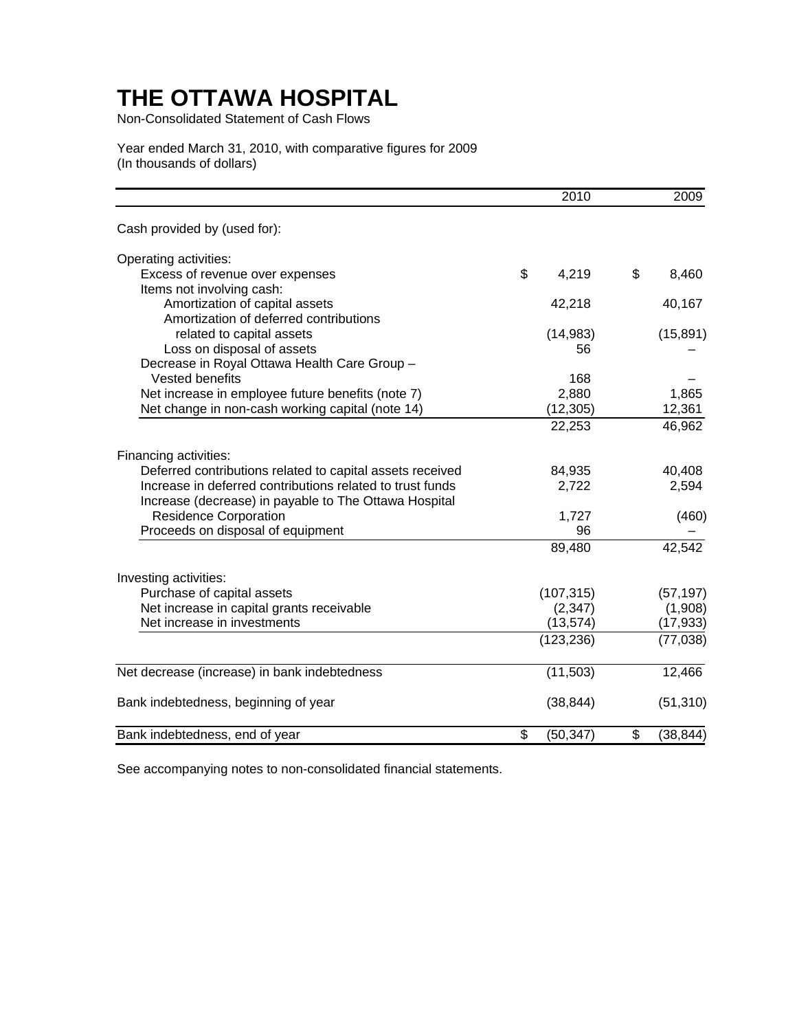# THE OTTAWA HOSPITAL

Non-Consolidated Statement of Cash Flows

Year ended March 31, 2010, with comparative figures for 2009
(In thousands of dollars)

| | 2010 | 2009 |
|---|---|---|
| Cash provided by (used for): | | |
| Operating activities: | | |
| Excess of revenue over expenses | $ 4,219 | $ 8,460 |
| Items not involving cash: | | |
| Amortization of capital assets | 42,218 | 40,167 |
| Amortization of deferred contributions related to capital assets | (14,983) | (15,891) |
| Loss on disposal of assets | 56 | – |
| Decrease in Royal Ottawa Health Care Group – Vested benefits | 168 | – |
| Net increase in employee future benefits (note 7) | 2,880 | 1,865 |
| Net change in non-cash working capital (note 14) | (12,305) | 12,361 |
| | 22,253 | 46,962 |
| Financing activities: | | |
| Deferred contributions related to capital assets received | 84,935 | 40,408 |
| Increase in deferred contributions related to trust funds | 2,722 | 2,594 |
| Increase (decrease) in payable to The Ottawa Hospital Residence Corporation | 1,727 | (460) |
| Proceeds on disposal of equipment | 96 | – |
| | 89,480 | 42,542 |
| Investing activities: | | |
| Purchase of capital assets | (107,315) | (57,197) |
| Net increase in capital grants receivable | (2,347) | (1,908) |
| Net increase in investments | (13,574) | (17,933) |
| | (123,236) | (77,038) |
| Net decrease (increase) in bank indebtedness | (11,503) | 12,466 |
| Bank indebtedness, beginning of year | (38,844) | (51,310) |
| Bank indebtedness, end of year | $ (50,347) | $ (38,844) |

See accompanying notes to non-consolidated financial statements.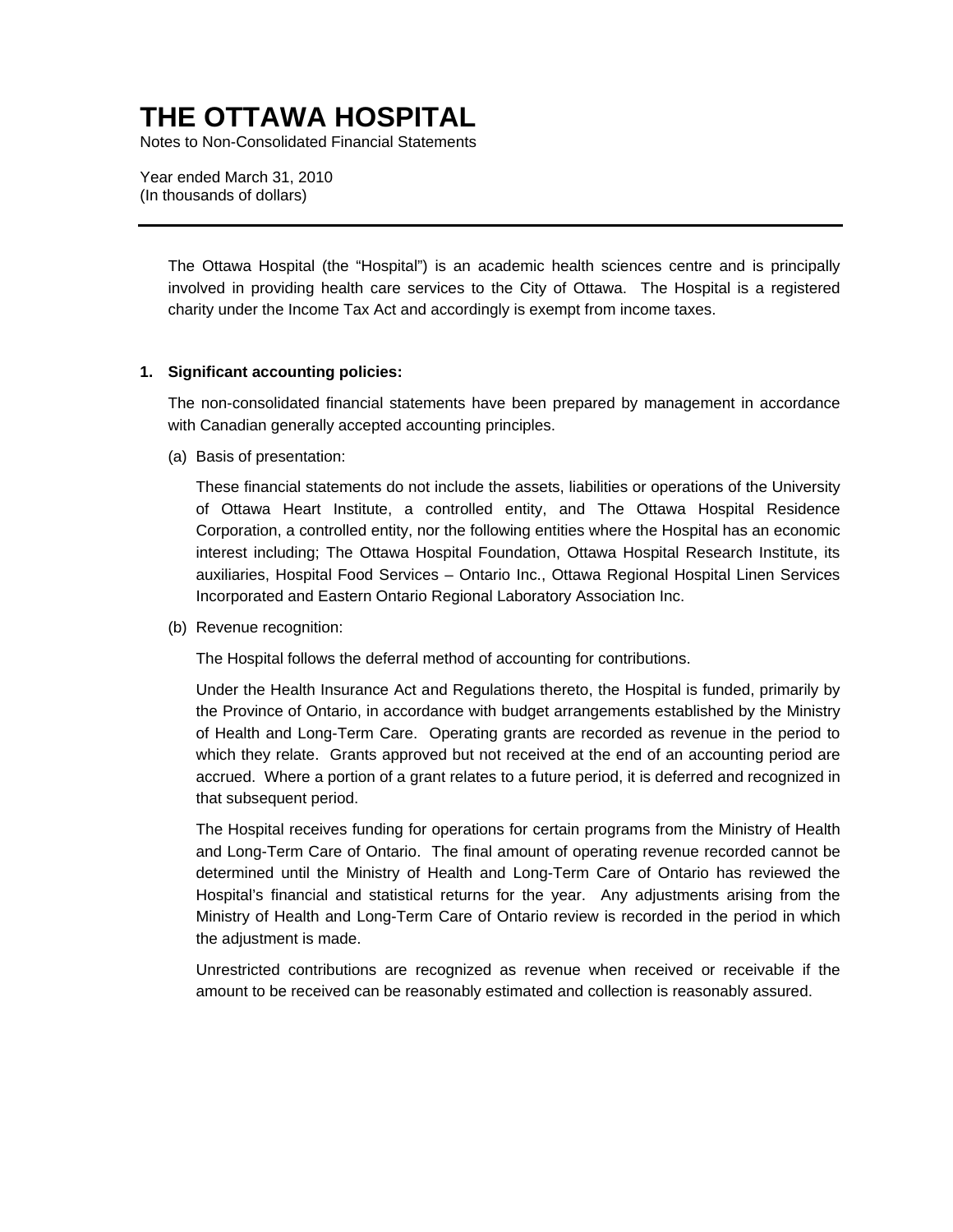# THE OTTAWA HOSPITAL

Notes to Non-Consolidated Financial Statements

Year ended March 31, 2010
(In thousands of dollars)

---

The Ottawa Hospital (the "Hospital") is an academic health sciences centre and is principally involved in providing health care services to the City of Ottawa. The Hospital is a registered charity under the Income Tax Act and accordingly is exempt from income taxes.

**1. Significant accounting policies:**

The non-consolidated financial statements have been prepared by management in accordance with Canadian generally accepted accounting principles.

(a) Basis of presentation:

These financial statements do not include the assets, liabilities or operations of the University of Ottawa Heart Institute, a controlled entity, and The Ottawa Hospital Residence Corporation, a controlled entity, nor the following entities where the Hospital has an economic interest including; The Ottawa Hospital Foundation, Ottawa Hospital Research Institute, its auxiliaries, Hospital Food Services – Ontario Inc., Ottawa Regional Hospital Linen Services Incorporated and Eastern Ontario Regional Laboratory Association Inc.

(b) Revenue recognition:

The Hospital follows the deferral method of accounting for contributions.

Under the Health Insurance Act and Regulations thereto, the Hospital is funded, primarily by the Province of Ontario, in accordance with budget arrangements established by the Ministry of Health and Long-Term Care. Operating grants are recorded as revenue in the period to which they relate. Grants approved but not received at the end of an accounting period are accrued. Where a portion of a grant relates to a future period, it is deferred and recognized in that subsequent period.

The Hospital receives funding for operations for certain programs from the Ministry of Health and Long-Term Care of Ontario. The final amount of operating revenue recorded cannot be determined until the Ministry of Health and Long-Term Care of Ontario has reviewed the Hospital's financial and statistical returns for the year. Any adjustments arising from the Ministry of Health and Long-Term Care of Ontario review is recorded in the period in which the adjustment is made.

Unrestricted contributions are recognized as revenue when received or receivable if the amount to be received can be reasonably estimated and collection is reasonably assured.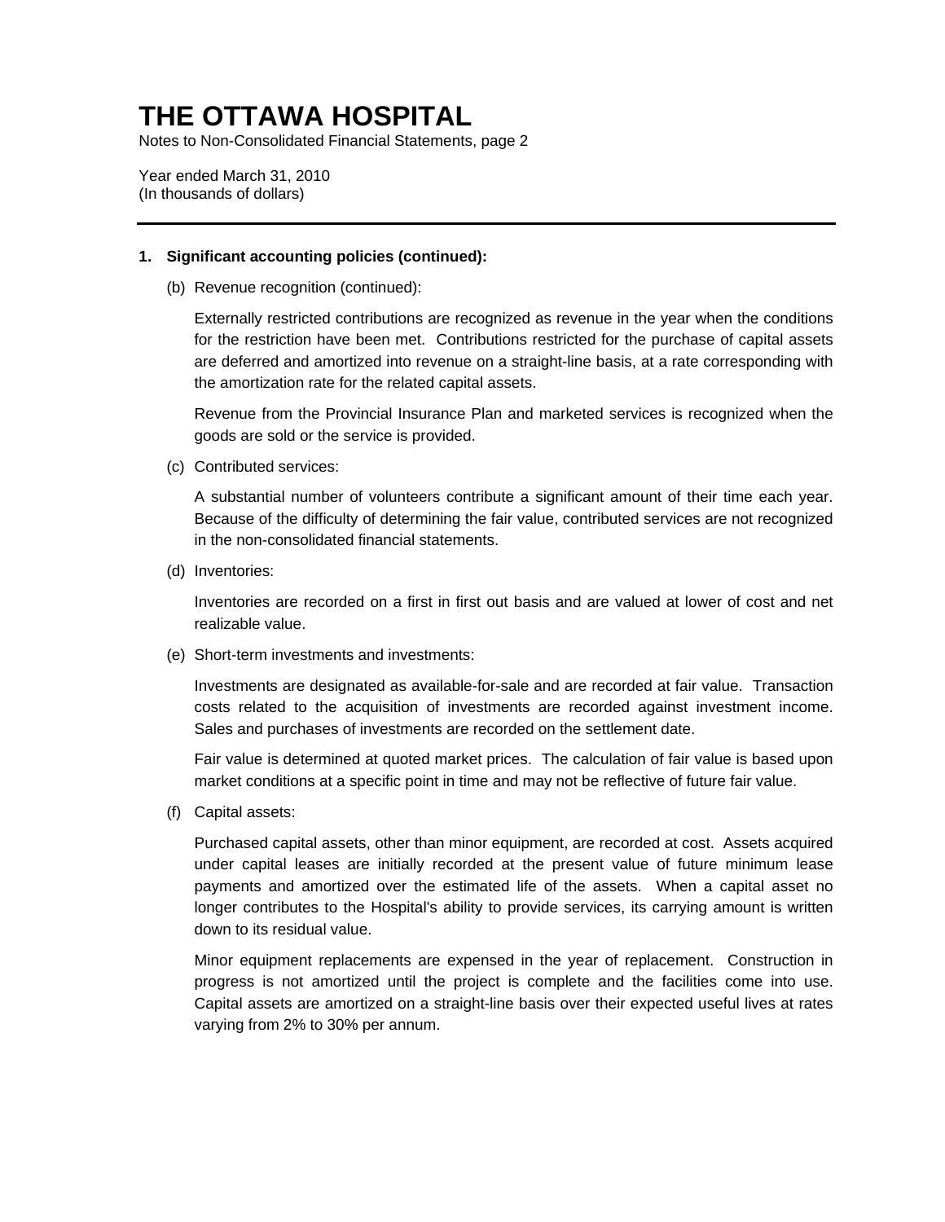# THE OTTAWA HOSPITAL

Notes to Non-Consolidated Financial Statements, page 2

Year ended March 31, 2010
(In thousands of dollars)

---

**1. Significant accounting policies (continued):**

(b) Revenue recognition (continued):

Externally restricted contributions are recognized as revenue in the year when the conditions for the restriction have been met. Contributions restricted for the purchase of capital assets are deferred and amortized into revenue on a straight-line basis, at a rate corresponding with the amortization rate for the related capital assets.

Revenue from the Provincial Insurance Plan and marketed services is recognized when the goods are sold or the service is provided.

(c) Contributed services:

A substantial number of volunteers contribute a significant amount of their time each year. Because of the difficulty of determining the fair value, contributed services are not recognized in the non-consolidated financial statements.

(d) Inventories:

Inventories are recorded on a first in first out basis and are valued at lower of cost and net realizable value.

(e) Short-term investments and investments:

Investments are designated as available-for-sale and are recorded at fair value. Transaction costs related to the acquisition of investments are recorded against investment income. Sales and purchases of investments are recorded on the settlement date.

Fair value is determined at quoted market prices. The calculation of fair value is based upon market conditions at a specific point in time and may not be reflective of future fair value.

(f) Capital assets:

Purchased capital assets, other than minor equipment, are recorded at cost. Assets acquired under capital leases are initially recorded at the present value of future minimum lease payments and amortized over the estimated life of the assets. When a capital asset no longer contributes to the Hospital's ability to provide services, its carrying amount is written down to its residual value.

Minor equipment replacements are expensed in the year of replacement. Construction in progress is not amortized until the project is complete and the facilities come into use. Capital assets are amortized on a straight-line basis over their expected useful lives at rates varying from 2% to 30% per annum.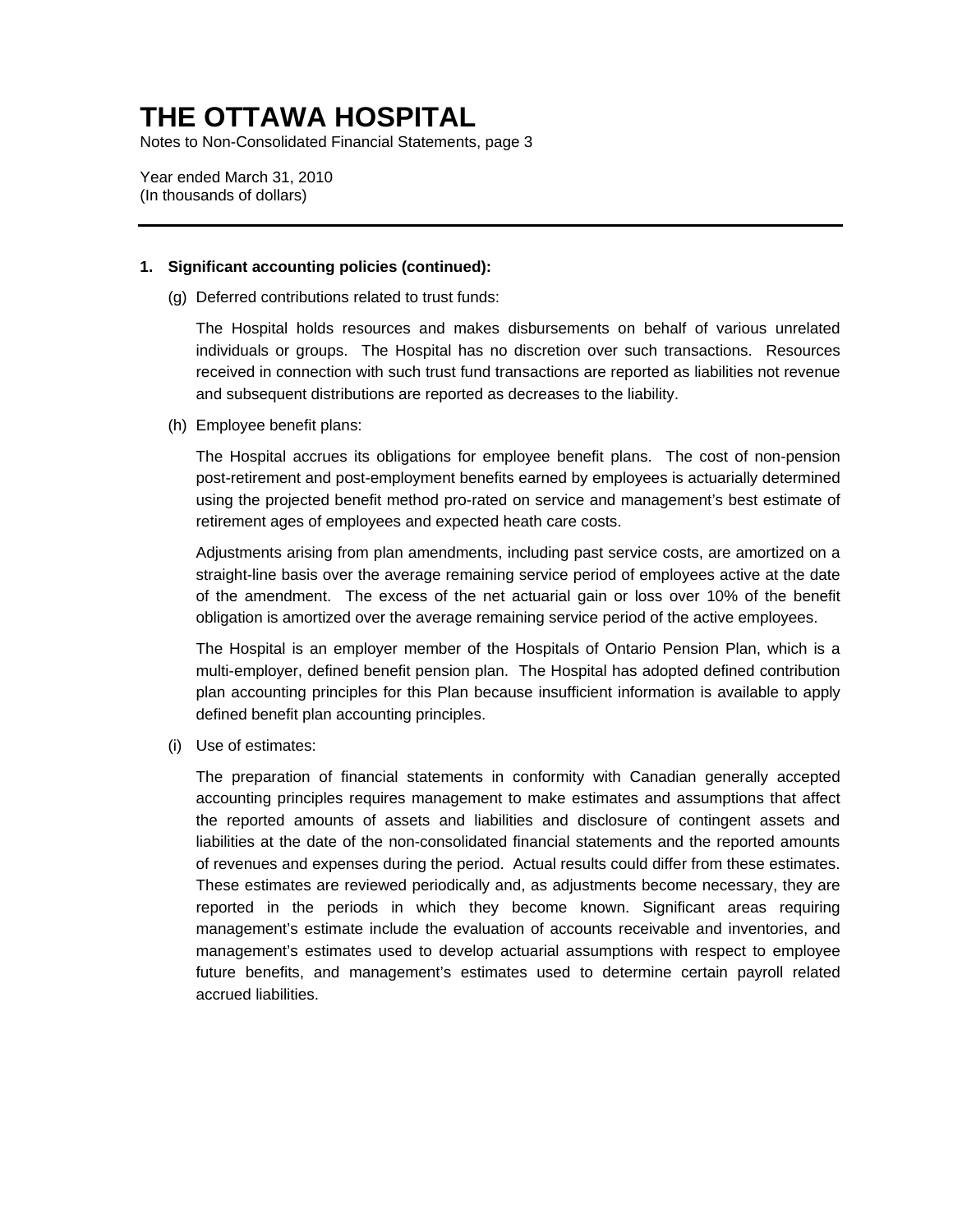# THE OTTAWA HOSPITAL

Notes to Non-Consolidated Financial Statements, page 3

Year ended March 31, 2010
(In thousands of dollars)

---

**1. Significant accounting policies (continued):**

(g) Deferred contributions related to trust funds:

The Hospital holds resources and makes disbursements on behalf of various unrelated individuals or groups. The Hospital has no discretion over such transactions. Resources received in connection with such trust fund transactions are reported as liabilities not revenue and subsequent distributions are reported as decreases to the liability.

(h) Employee benefit plans:

The Hospital accrues its obligations for employee benefit plans. The cost of non-pension post-retirement and post-employment benefits earned by employees is actuarially determined using the projected benefit method pro-rated on service and management's best estimate of retirement ages of employees and expected heath care costs.

Adjustments arising from plan amendments, including past service costs, are amortized on a straight-line basis over the average remaining service period of employees active at the date of the amendment. The excess of the net actuarial gain or loss over 10% of the benefit obligation is amortized over the average remaining service period of the active employees.

The Hospital is an employer member of the Hospitals of Ontario Pension Plan, which is a multi-employer, defined benefit pension plan. The Hospital has adopted defined contribution plan accounting principles for this Plan because insufficient information is available to apply defined benefit plan accounting principles.

(i) Use of estimates:

The preparation of financial statements in conformity with Canadian generally accepted accounting principles requires management to make estimates and assumptions that affect the reported amounts of assets and liabilities and disclosure of contingent assets and liabilities at the date of the non-consolidated financial statements and the reported amounts of revenues and expenses during the period. Actual results could differ from these estimates. These estimates are reviewed periodically and, as adjustments become necessary, they are reported in the periods in which they become known. Significant areas requiring management's estimate include the evaluation of accounts receivable and inventories, and management's estimates used to develop actuarial assumptions with respect to employee future benefits, and management's estimates used to determine certain payroll related accrued liabilities.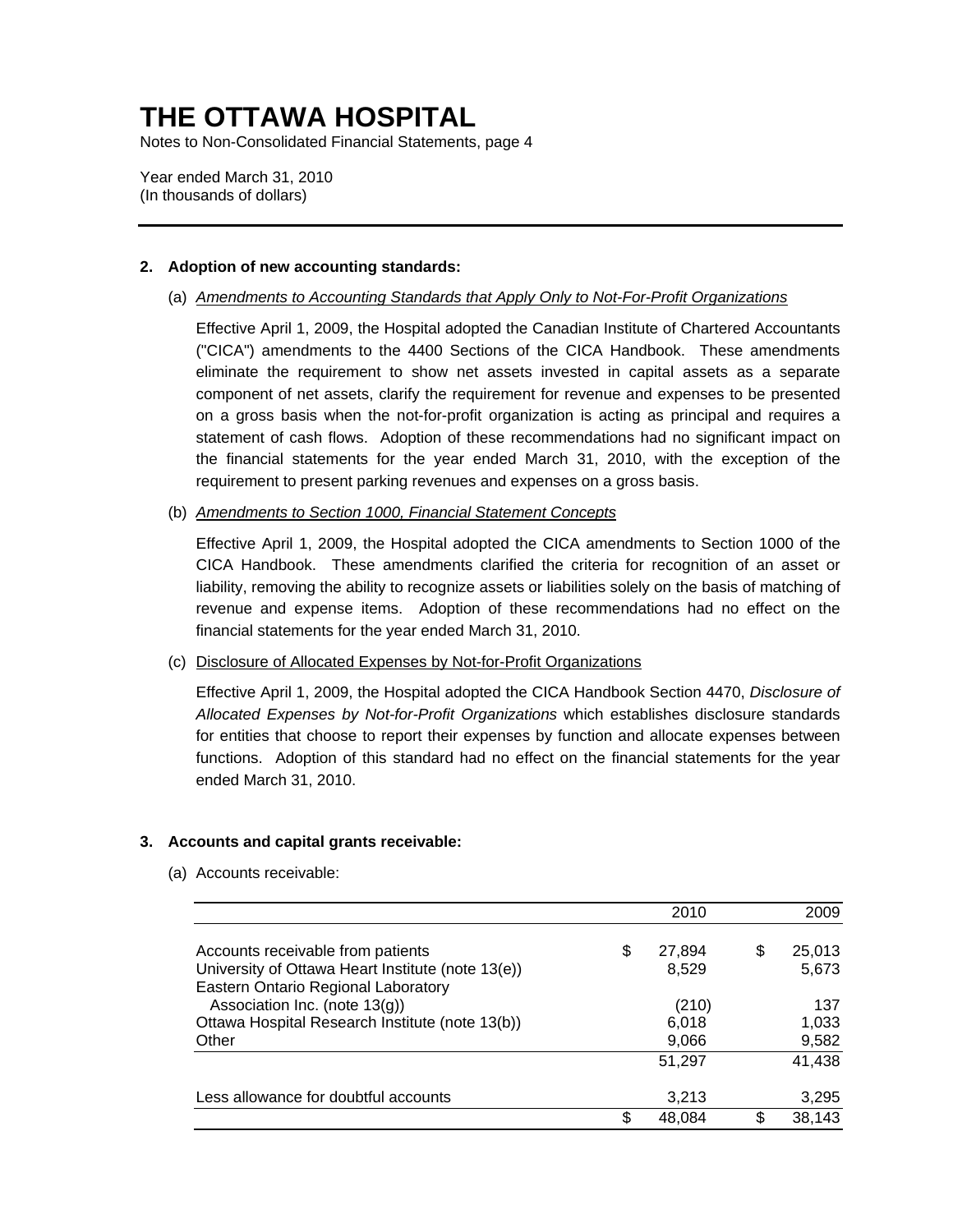# THE OTTAWA HOSPITAL

Notes to Non-Consolidated Financial Statements, page 4

Year ended March 31, 2010
(In thousands of dollars)

## 2. Adoption of new accounting standards:

(a) *Amendments to Accounting Standards that Apply Only to Not-For-Profit Organizations*

Effective April 1, 2009, the Hospital adopted the Canadian Institute of Chartered Accountants ("CICA") amendments to the 4400 Sections of the CICA Handbook. These amendments eliminate the requirement to show net assets invested in capital assets as a separate component of net assets, clarify the requirement for revenue and expenses to be presented on a gross basis when the not-for-profit organization is acting as principal and requires a statement of cash flows. Adoption of these recommendations had no significant impact on the financial statements for the year ended March 31, 2010, with the exception of the requirement to present parking revenues and expenses on a gross basis.

(b) *Amendments to Section 1000, Financial Statement Concepts*

Effective April 1, 2009, the Hospital adopted the CICA amendments to Section 1000 of the CICA Handbook. These amendments clarified the criteria for recognition of an asset or liability, removing the ability to recognize assets or liabilities solely on the basis of matching of revenue and expense items. Adoption of these recommendations had no effect on the financial statements for the year ended March 31, 2010.

(c) Disclosure of Allocated Expenses by Not-for-Profit Organizations

Effective April 1, 2009, the Hospital adopted the CICA Handbook Section 4470, *Disclosure of Allocated Expenses by Not-for-Profit Organizations* which establishes disclosure standards for entities that choose to report their expenses by function and allocate expenses between functions. Adoption of this standard had no effect on the financial statements for the year ended March 31, 2010.

## 3. Accounts and capital grants receivable:

(a) Accounts receivable:

| | 2010 | 2009 |
|---|---|---|
| Accounts receivable from patients | $ 27,894 | $ 25,013 |
| University of Ottawa Heart Institute (note 13(e)) | 8,529 | 5,673 |
| Eastern Ontario Regional Laboratory Association Inc. (note 13(g)) | (210) | 137 |
| Ottawa Hospital Research Institute (note 13(b)) | 6,018 | 1,033 |
| Other | 9,066 | 9,582 |
| | 51,297 | 41,438 |
| Less allowance for doubtful accounts | 3,213 | 3,295 |
| | $ 48,084 | $ 38,143 |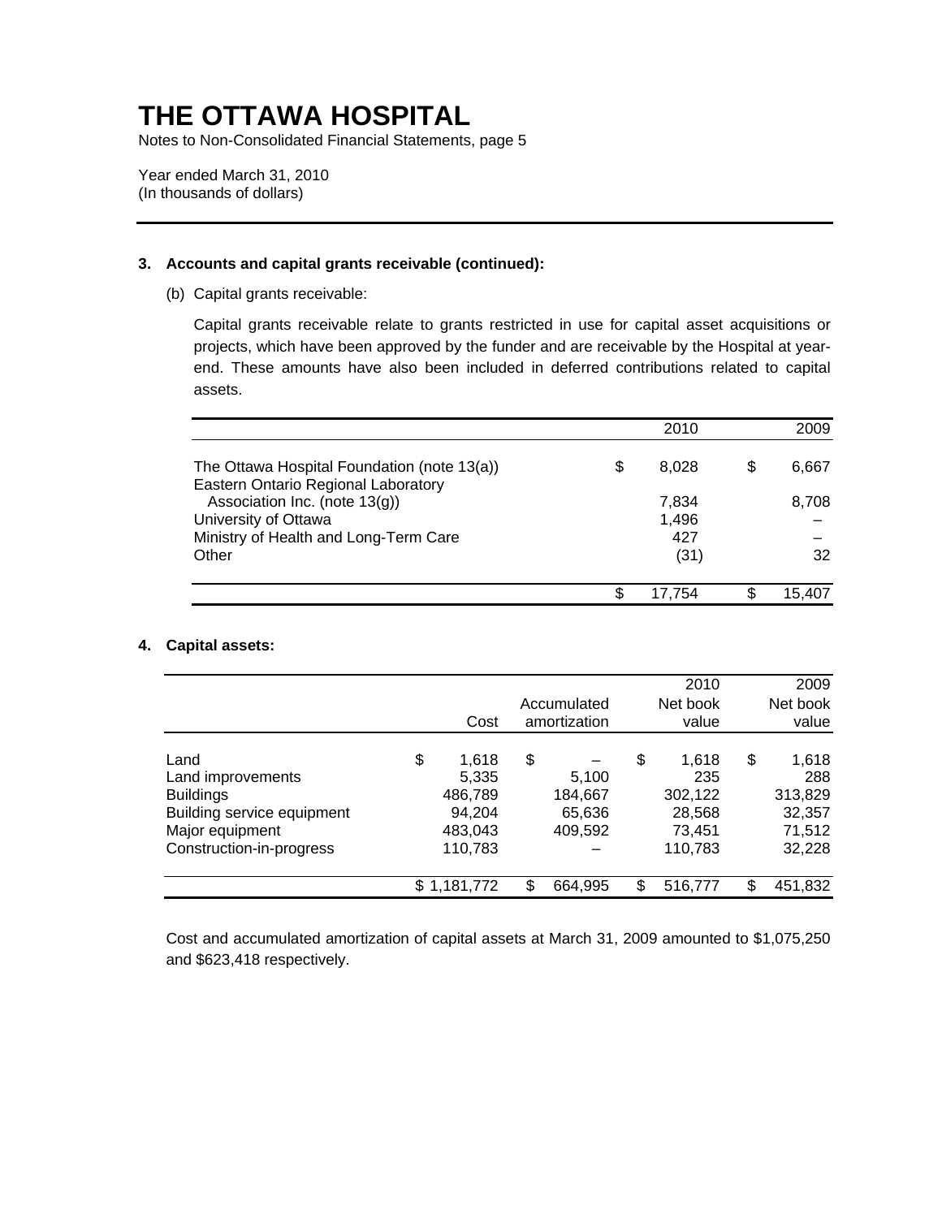## 3. Accounts and capital grants receivable (continued):

(b) Capital grants receivable:

Capital grants receivable relate to grants restricted in use for capital asset acquisitions or projects, which have been approved by the funder and are receivable by the Hospital at year-end. These amounts have also been included in deferred contributions related to capital assets.

| | 2010 | 2009 |
|---|---|---|
| The Ottawa Hospital Foundation (note 13(a)) | $ 8,028 | $ 6,667 |
| Eastern Ontario Regional Laboratory Association Inc. (note 13(g)) | 7,834 | 8,708 |
| University of Ottawa | 1,496 | – |
| Ministry of Health and Long-Term Care | 427 | – |
| Other | (31) | 32 |
| | $ 17,754 | $ 15,407 |

## 4. Capital assets:

| | Cost | Accumulated amortization | 2010 Net book value | 2009 Net book value |
|---|---|---|---|---|
| Land | $ 1,618 | $ – | $ 1,618 | $ 1,618 |
| Land improvements | 5,335 | 5,100 | 235 | 288 |
| Buildings | 486,789 | 184,667 | 302,122 | 313,829 |
| Building service equipment | 94,204 | 65,636 | 28,568 | 32,357 |
| Major equipment | 483,043 | 409,592 | 73,451 | 71,512 |
| Construction-in-progress | 110,783 | – | 110,783 | 32,228 |
| | $ 1,181,772 | $ 664,995 | $ 516,777 | $ 451,832 |

Cost and accumulated amortization of capital assets at March 31, 2009 amounted to $1,075,250 and $623,418 respectively.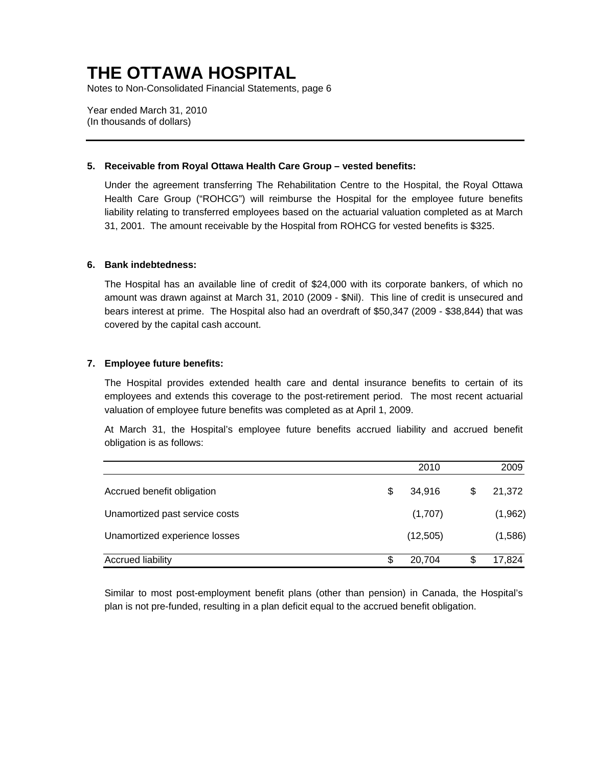# THE OTTAWA HOSPITAL

Notes to Non-Consolidated Financial Statements, page 6

Year ended March 31, 2010
(In thousands of dollars)

**5. Receivable from Royal Ottawa Health Care Group – vested benefits:**

Under the agreement transferring The Rehabilitation Centre to the Hospital, the Royal Ottawa Health Care Group ("ROHCG") will reimburse the Hospital for the employee future benefits liability relating to transferred employees based on the actuarial valuation completed as at March 31, 2001. The amount receivable by the Hospital from ROHCG for vested benefits is $325.

**6. Bank indebtedness:**

The Hospital has an available line of credit of $24,000 with its corporate bankers, of which no amount was drawn against at March 31, 2010 (2009 - $Nil). This line of credit is unsecured and bears interest at prime. The Hospital also had an overdraft of $50,347 (2009 - $38,844) that was covered by the capital cash account.

**7. Employee future benefits:**

The Hospital provides extended health care and dental insurance benefits to certain of its employees and extends this coverage to the post-retirement period. The most recent actuarial valuation of employee future benefits was completed as at April 1, 2009.

At March 31, the Hospital's employee future benefits accrued liability and accrued benefit obligation is as follows:

| | 2010 | 2009 |
|---|---|---|
| Accrued benefit obligation | $ 34,916 | $ 21,372 |
| Unamortized past service costs | (1,707) | (1,962) |
| Unamortized experience losses | (12,505) | (1,586) |
| Accrued liability | $ 20,704 | $ 17,824 |

Similar to most post-employment benefit plans (other than pension) in Canada, the Hospital's plan is not pre-funded, resulting in a plan deficit equal to the accrued benefit obligation.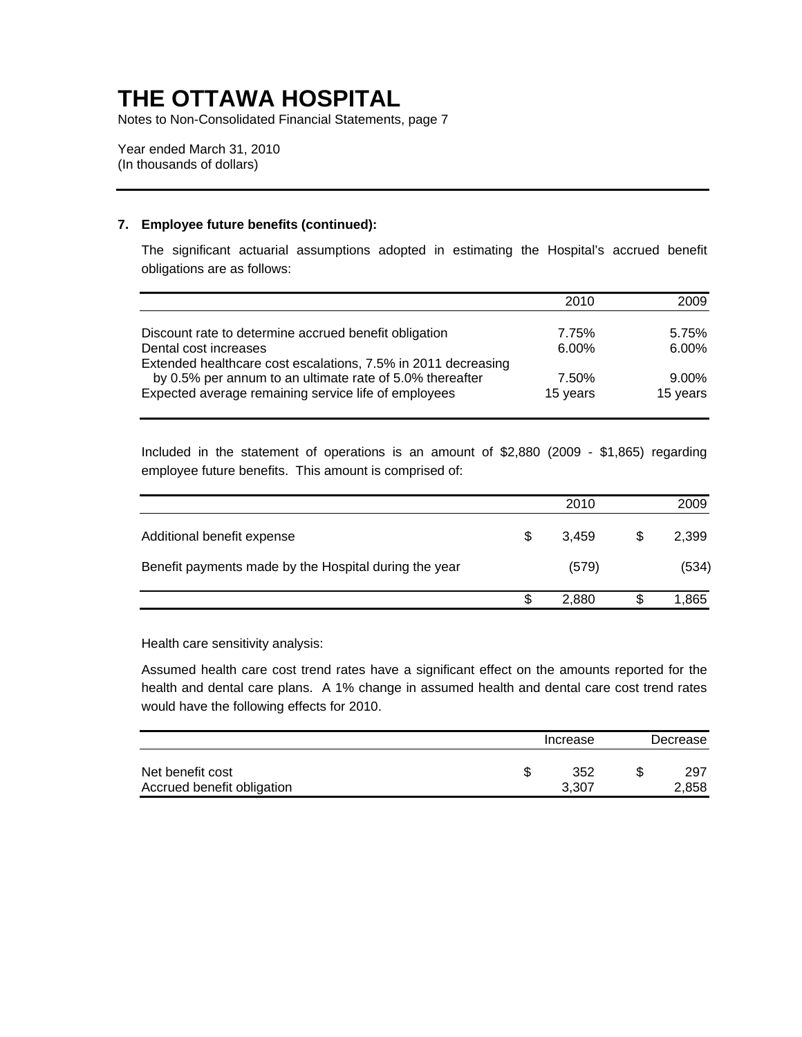# THE OTTAWA HOSPITAL

Notes to Non-Consolidated Financial Statements, page 7

Year ended March 31, 2010
(In thousands of dollars)

---

### 7. Employee future benefits (continued):

The significant actuarial assumptions adopted in estimating the Hospital's accrued benefit obligations are as follows:

| | 2010 | 2009 |
|---|---|---|
| Discount rate to determine accrued benefit obligation | 7.75% | 5.75% |
| Dental cost increases | 6.00% | 6.00% |
| Extended healthcare cost escalations, 7.5% in 2011 decreasing by 0.5% per annum to an ultimate rate of 5.0% thereafter | 7.50% | 9.00% |
| Expected average remaining service life of employees | 15 years | 15 years |

Included in the statement of operations is an amount of $2,880 (2009 - $1,865) regarding employee future benefits. This amount is comprised of:

| | 2010 | 2009 |
|---|---|---|
| Additional benefit expense | $ 3,459 | $ 2,399 |
| Benefit payments made by the Hospital during the year | (579) | (534) |
| | $ 2,880 | $ 1,865 |

Health care sensitivity analysis:

Assumed health care cost trend rates have a significant effect on the amounts reported for the health and dental care plans. A 1% change in assumed health and dental care cost trend rates would have the following effects for 2010.

| | Increase | Decrease |
|---|---|---|
| Net benefit cost | $ 352 | $ 297 |
| Accrued benefit obligation | 3,307 | 2,858 |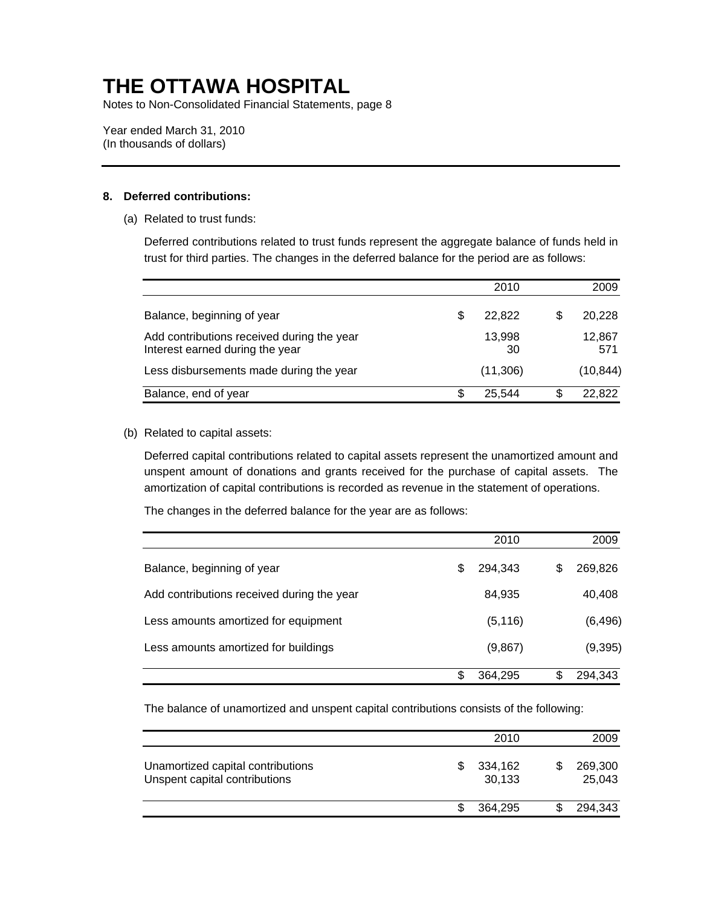# THE OTTAWA HOSPITAL

Notes to Non-Consolidated Financial Statements, page 8

Year ended March 31, 2010
(In thousands of dollars)

## 8. Deferred contributions:

(a) Related to trust funds:

Deferred contributions related to trust funds represent the aggregate balance of funds held in trust for third parties. The changes in the deferred balance for the period are as follows:

| | 2010 | 2009 |
|---|---|---|
| Balance, beginning of year | $ 22,822 | $ 20,228 |
| Add contributions received during the year | 13,998 | 12,867 |
| Interest earned during the year | 30 | 571 |
| Less disbursements made during the year | (11,306) | (10,844) |
| Balance, end of year | $ 25,544 | $ 22,822 |

(b) Related to capital assets:

Deferred capital contributions related to capital assets represent the unamortized amount and unspent amount of donations and grants received for the purchase of capital assets. The amortization of capital contributions is recorded as revenue in the statement of operations.

The changes in the deferred balance for the year are as follows:

| | 2010 | 2009 |
|---|---|---|
| Balance, beginning of year | $ 294,343 | $ 269,826 |
| Add contributions received during the year | 84,935 | 40,408 |
| Less amounts amortized for equipment | (5,116) | (6,496) |
| Less amounts amortized for buildings | (9,867) | (9,395) |
| | $ 364,295 | $ 294,343 |

The balance of unamortized and unspent capital contributions consists of the following:

| | 2010 | 2009 |
|---|---|---|
| Unamortized capital contributions | $ 334,162 | $ 269,300 |
| Unspent capital contributions | 30,133 | 25,043 |
| | $ 364,295 | $ 294,343 |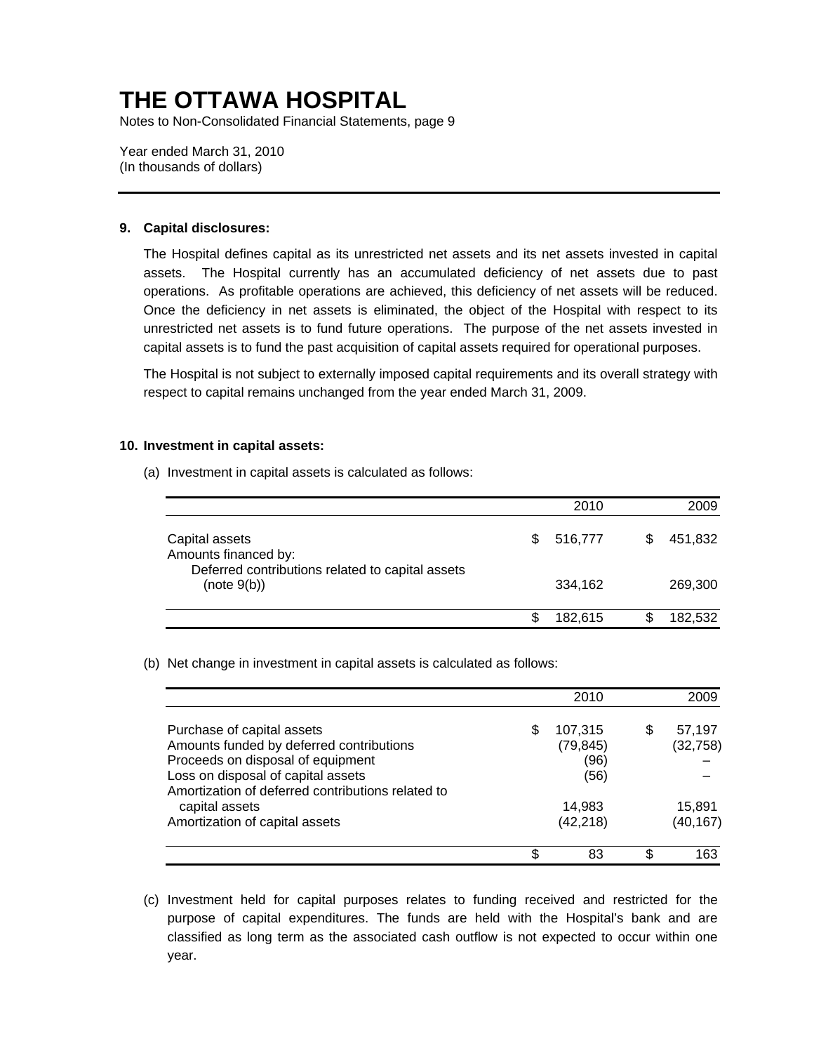# THE OTTAWA HOSPITAL

Notes to Non-Consolidated Financial Statements, page 9

Year ended March 31, 2010
(In thousands of dollars)

## 9. Capital disclosures:

The Hospital defines capital as its unrestricted net assets and its net assets invested in capital assets. The Hospital currently has an accumulated deficiency of net assets due to past operations. As profitable operations are achieved, this deficiency of net assets will be reduced. Once the deficiency in net assets is eliminated, the object of the Hospital with respect to its unrestricted net assets is to fund future operations. The purpose of the net assets invested in capital assets is to fund the past acquisition of capital assets required for operational purposes.

The Hospital is not subject to externally imposed capital requirements and its overall strategy with respect to capital remains unchanged from the year ended March 31, 2009.

## 10. Investment in capital assets:

(a) Investment in capital assets is calculated as follows:

| | 2010 | 2009 |
|---|---|---|
| Capital assets | $ 516,777 | $ 451,832 |
| Amounts financed by: | | |
| Deferred contributions related to capital assets (note 9(b)) | 334,162 | 269,300 |
| | $ 182,615 | $ 182,532 |

(b) Net change in investment in capital assets is calculated as follows:

| | 2010 | 2009 |
|---|---|---|
| Purchase of capital assets | $ 107,315 | $ 57,197 |
| Amounts funded by deferred contributions | (79,845) | (32,758) |
| Proceeds on disposal of equipment | (96) | – |
| Loss on disposal of capital assets | (56) | – |
| Amortization of deferred contributions related to capital assets | 14,983 | 15,891 |
| Amortization of capital assets | (42,218) | (40,167) |
| | $ 83 | $ 163 |

(c) Investment held for capital purposes relates to funding received and restricted for the purpose of capital expenditures. The funds are held with the Hospital's bank and are classified as long term as the associated cash outflow is not expected to occur within one year.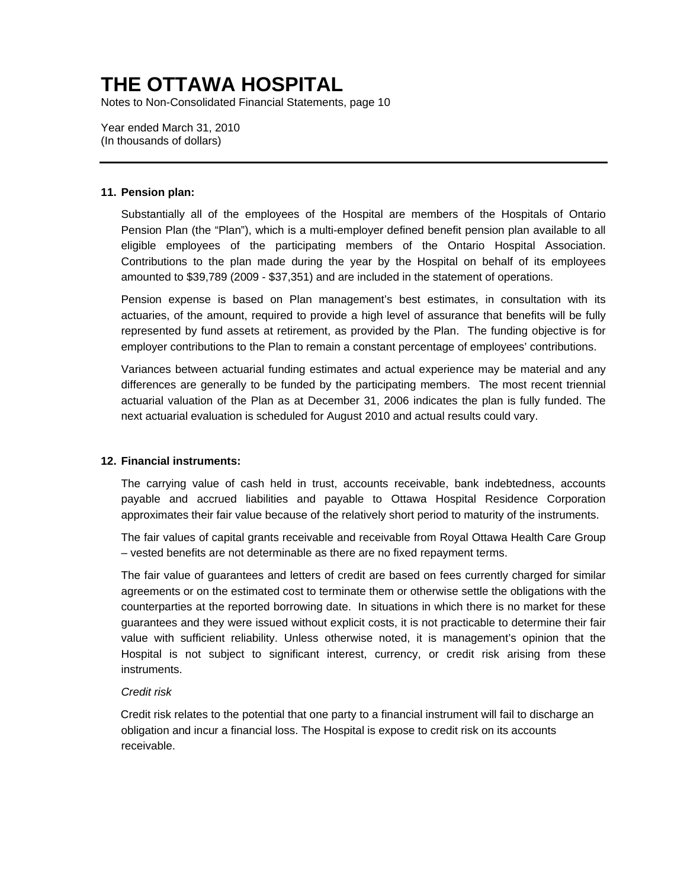# THE OTTAWA HOSPITAL

Notes to Non-Consolidated Financial Statements, page 10

Year ended March 31, 2010
(In thousands of dollars)

---

**11. Pension plan:**

Substantially all of the employees of the Hospital are members of the Hospitals of Ontario Pension Plan (the "Plan"), which is a multi-employer defined benefit pension plan available to all eligible employees of the participating members of the Ontario Hospital Association. Contributions to the plan made during the year by the Hospital on behalf of its employees amounted to $39,789 (2009 - $37,351) and are included in the statement of operations.

Pension expense is based on Plan management's best estimates, in consultation with its actuaries, of the amount, required to provide a high level of assurance that benefits will be fully represented by fund assets at retirement, as provided by the Plan. The funding objective is for employer contributions to the Plan to remain a constant percentage of employees' contributions.

Variances between actuarial funding estimates and actual experience may be material and any differences are generally to be funded by the participating members. The most recent triennial actuarial valuation of the Plan as at December 31, 2006 indicates the plan is fully funded. The next actuarial evaluation is scheduled for August 2010 and actual results could vary.

**12. Financial instruments:**

The carrying value of cash held in trust, accounts receivable, bank indebtedness, accounts payable and accrued liabilities and payable to Ottawa Hospital Residence Corporation approximates their fair value because of the relatively short period to maturity of the instruments.

The fair values of capital grants receivable and receivable from Royal Ottawa Health Care Group – vested benefits are not determinable as there are no fixed repayment terms.

The fair value of guarantees and letters of credit are based on fees currently charged for similar agreements or on the estimated cost to terminate them or otherwise settle the obligations with the counterparties at the reported borrowing date. In situations in which there is no market for these guarantees and they were issued without explicit costs, it is not practicable to determine their fair value with sufficient reliability. Unless otherwise noted, it is management's opinion that the Hospital is not subject to significant interest, currency, or credit risk arising from these instruments.

*Credit risk*

Credit risk relates to the potential that one party to a financial instrument will fail to discharge an obligation and incur a financial loss. The Hospital is expose to credit risk on its accounts receivable.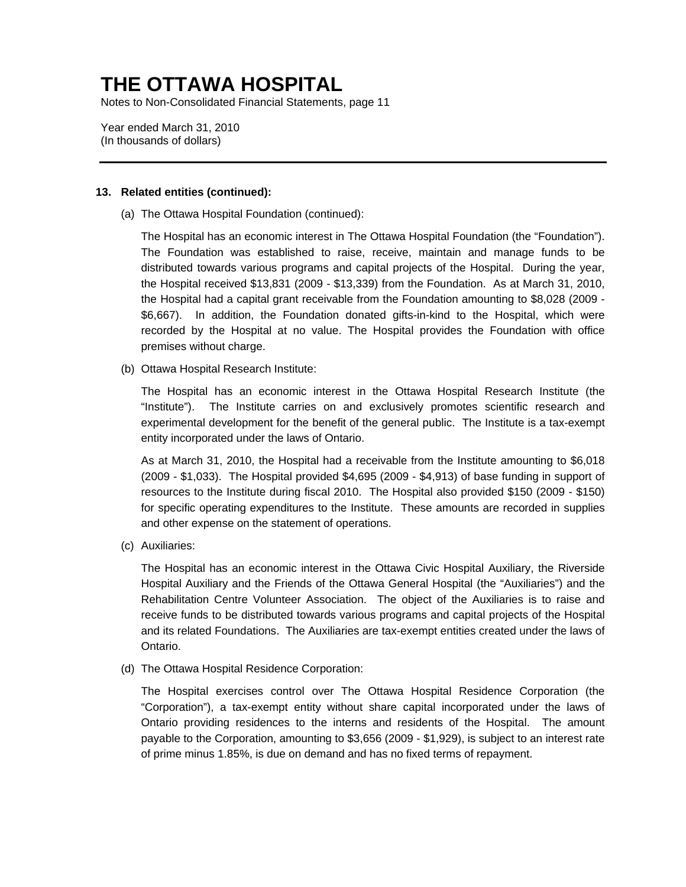# THE OTTAWA HOSPITAL

Notes to Non-Consolidated Financial Statements, page 11

Year ended March 31, 2010
(In thousands of dollars)

---

**13. Related entities (continued):**

(a) The Ottawa Hospital Foundation (continued):

The Hospital has an economic interest in The Ottawa Hospital Foundation (the "Foundation"). The Foundation was established to raise, receive, maintain and manage funds to be distributed towards various programs and capital projects of the Hospital. During the year, the Hospital received $13,831 (2009 - $13,339) from the Foundation. As at March 31, 2010, the Hospital had a capital grant receivable from the Foundation amounting to $8,028 (2009 - $6,667). In addition, the Foundation donated gifts-in-kind to the Hospital, which were recorded by the Hospital at no value. The Hospital provides the Foundation with office premises without charge.

(b) Ottawa Hospital Research Institute:

The Hospital has an economic interest in the Ottawa Hospital Research Institute (the "Institute"). The Institute carries on and exclusively promotes scientific research and experimental development for the benefit of the general public. The Institute is a tax-exempt entity incorporated under the laws of Ontario.

As at March 31, 2010, the Hospital had a receivable from the Institute amounting to $6,018 (2009 - $1,033). The Hospital provided $4,695 (2009 - $4,913) of base funding in support of resources to the Institute during fiscal 2010. The Hospital also provided $150 (2009 - $150) for specific operating expenditures to the Institute. These amounts are recorded in supplies and other expense on the statement of operations.

(c) Auxiliaries:

The Hospital has an economic interest in the Ottawa Civic Hospital Auxiliary, the Riverside Hospital Auxiliary and the Friends of the Ottawa General Hospital (the "Auxiliaries") and the Rehabilitation Centre Volunteer Association. The object of the Auxiliaries is to raise and receive funds to be distributed towards various programs and capital projects of the Hospital and its related Foundations. The Auxiliaries are tax-exempt entities created under the laws of Ontario.

(d) The Ottawa Hospital Residence Corporation:

The Hospital exercises control over The Ottawa Hospital Residence Corporation (the "Corporation"), a tax-exempt entity without share capital incorporated under the laws of Ontario providing residences to the interns and residents of the Hospital. The amount payable to the Corporation, amounting to $3,656 (2009 - $1,929), is subject to an interest rate of prime minus 1.85%, is due on demand and has no fixed terms of repayment.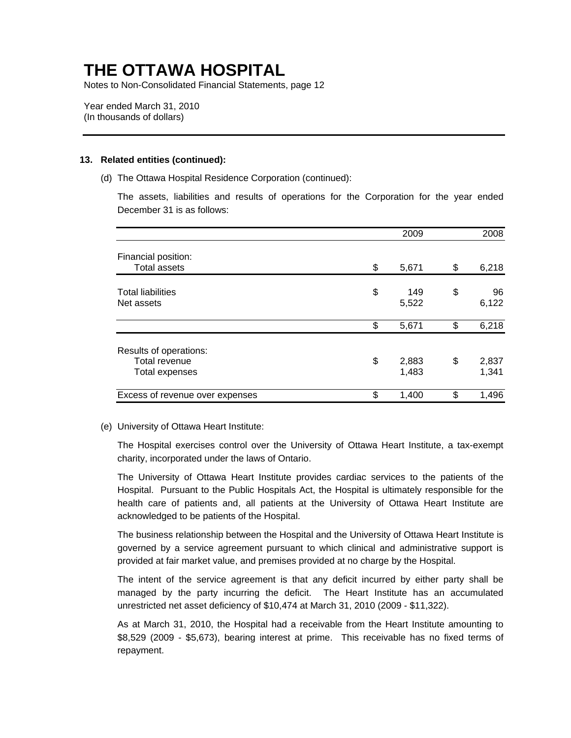# THE OTTAWA HOSPITAL

Notes to Non-Consolidated Financial Statements, page 12

Year ended March 31, 2010
(In thousands of dollars)

---

**13. Related entities (continued):**

(d) The Ottawa Hospital Residence Corporation (continued):

The assets, liabilities and results of operations for the Corporation for the year ended December 31 is as follows:

| | 2009 | 2008 |
|---|---|---|
| Financial position: | | |
| Total assets | $ 5,671 | $ 6,218 |
| Total liabilities | $ 149 | $ 96 |
| Net assets | 5,522 | 6,122 |
| | $ 5,671 | $ 6,218 |
| Results of operations: | | |
| Total revenue | $ 2,883 | $ 2,837 |
| Total expenses | 1,483 | 1,341 |
| Excess of revenue over expenses | $ 1,400 | $ 1,496 |

(e) University of Ottawa Heart Institute:

The Hospital exercises control over the University of Ottawa Heart Institute, a tax-exempt charity, incorporated under the laws of Ontario.

The University of Ottawa Heart Institute provides cardiac services to the patients of the Hospital. Pursuant to the Public Hospitals Act, the Hospital is ultimately responsible for the health care of patients and, all patients at the University of Ottawa Heart Institute are acknowledged to be patients of the Hospital.

The business relationship between the Hospital and the University of Ottawa Heart Institute is governed by a service agreement pursuant to which clinical and administrative support is provided at fair market value, and premises provided at no charge by the Hospital.

The intent of the service agreement is that any deficit incurred by either party shall be managed by the party incurring the deficit. The Heart Institute has an accumulated unrestricted net asset deficiency of $10,474 at March 31, 2010 (2009 - $11,322).

As at March 31, 2010, the Hospital had a receivable from the Heart Institute amounting to $8,529 (2009 - $5,673), bearing interest at prime. This receivable has no fixed terms of repayment.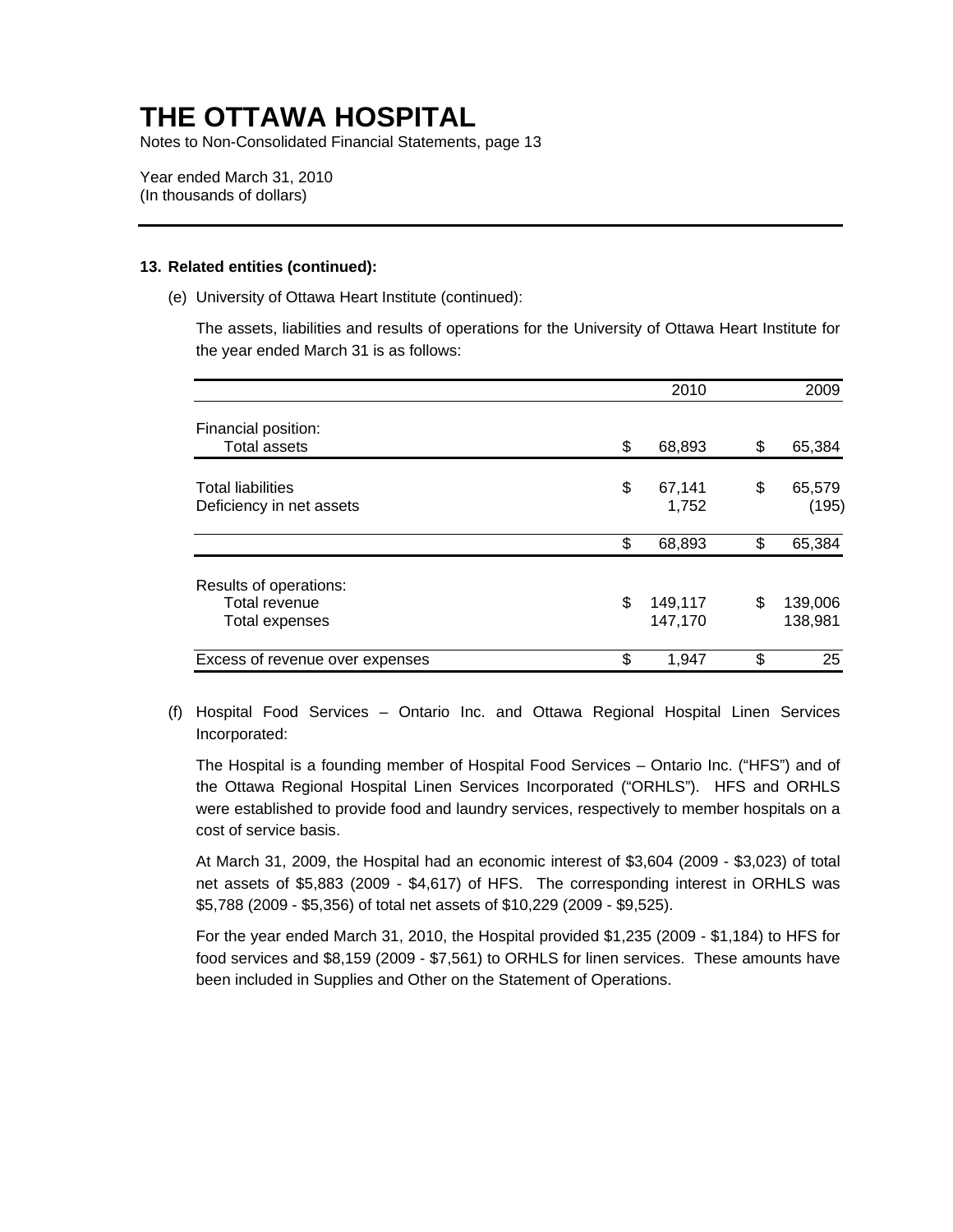# THE OTTAWA HOSPITAL

Notes to Non-Consolidated Financial Statements, page 13

Year ended March 31, 2010
(In thousands of dollars)

---

**13. Related entities (continued):**

(e) University of Ottawa Heart Institute (continued):

The assets, liabilities and results of operations for the University of Ottawa Heart Institute for the year ended March 31 is as follows:

| | 2010 | 2009 |
|---|---|---|
| Financial position: | | |
| Total assets | $ 68,893 | $ 65,384 |
| Total liabilities | $ 67,141 | $ 65,579 |
| Deficiency in net assets | 1,752 | (195) |
| | $ 68,893 | $ 65,384 |
| Results of operations: | | |
| Total revenue | $ 149,117 | $ 139,006 |
| Total expenses | 147,170 | 138,981 |
| Excess of revenue over expenses | $ 1,947 | $ 25 |

(f) Hospital Food Services – Ontario Inc. and Ottawa Regional Hospital Linen Services Incorporated:

The Hospital is a founding member of Hospital Food Services – Ontario Inc. ("HFS") and of the Ottawa Regional Hospital Linen Services Incorporated ("ORHLS"). HFS and ORHLS were established to provide food and laundry services, respectively to member hospitals on a cost of service basis.

At March 31, 2009, the Hospital had an economic interest of $3,604 (2009 - $3,023) of total net assets of $5,883 (2009 - $4,617) of HFS. The corresponding interest in ORHLS was $5,788 (2009 - $5,356) of total net assets of $10,229 (2009 - $9,525).

For the year ended March 31, 2010, the Hospital provided $1,235 (2009 - $1,184) to HFS for food services and $8,159 (2009 - $7,561) to ORHLS for linen services. These amounts have been included in Supplies and Other on the Statement of Operations.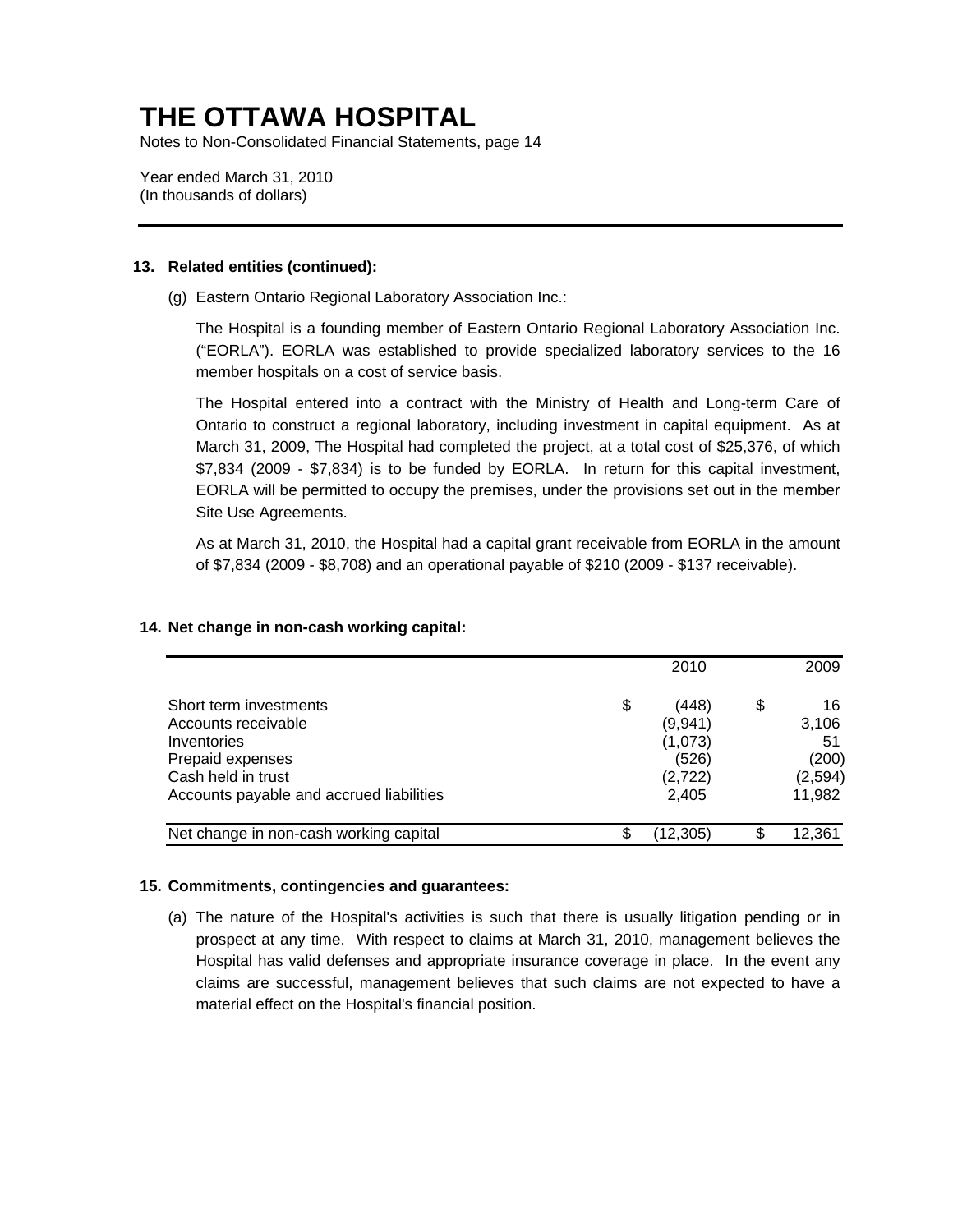# THE OTTAWA HOSPITAL

Notes to Non-Consolidated Financial Statements, page 14

Year ended March 31, 2010
(In thousands of dollars)

---

**13. Related entities (continued):**

(g) Eastern Ontario Regional Laboratory Association Inc.:

The Hospital is a founding member of Eastern Ontario Regional Laboratory Association Inc. ("EORLA"). EORLA was established to provide specialized laboratory services to the 16 member hospitals on a cost of service basis.

The Hospital entered into a contract with the Ministry of Health and Long-term Care of Ontario to construct a regional laboratory, including investment in capital equipment. As at March 31, 2009, The Hospital had completed the project, at a total cost of $25,376, of which $7,834 (2009 - $7,834) is to be funded by EORLA. In return for this capital investment, EORLA will be permitted to occupy the premises, under the provisions set out in the member Site Use Agreements.

As at March 31, 2010, the Hospital had a capital grant receivable from EORLA in the amount of $7,834 (2009 - $8,708) and an operational payable of $210 (2009 - $137 receivable).

**14. Net change in non-cash working capital:**

| | 2010 | 2009 |
|---|---|---|
| Short term investments | $ (448) | $ 16 |
| Accounts receivable | (9,941) | 3,106 |
| Inventories | (1,073) | 51 |
| Prepaid expenses | (526) | (200) |
| Cash held in trust | (2,722) | (2,594) |
| Accounts payable and accrued liabilities | 2,405 | 11,982 |
| Net change in non-cash working capital | $ (12,305) | $ 12,361 |

**15. Commitments, contingencies and guarantees:**

(a) The nature of the Hospital's activities is such that there is usually litigation pending or in prospect at any time. With respect to claims at March 31, 2010, management believes the Hospital has valid defenses and appropriate insurance coverage in place. In the event any claims are successful, management believes that such claims are not expected to have a material effect on the Hospital's financial position.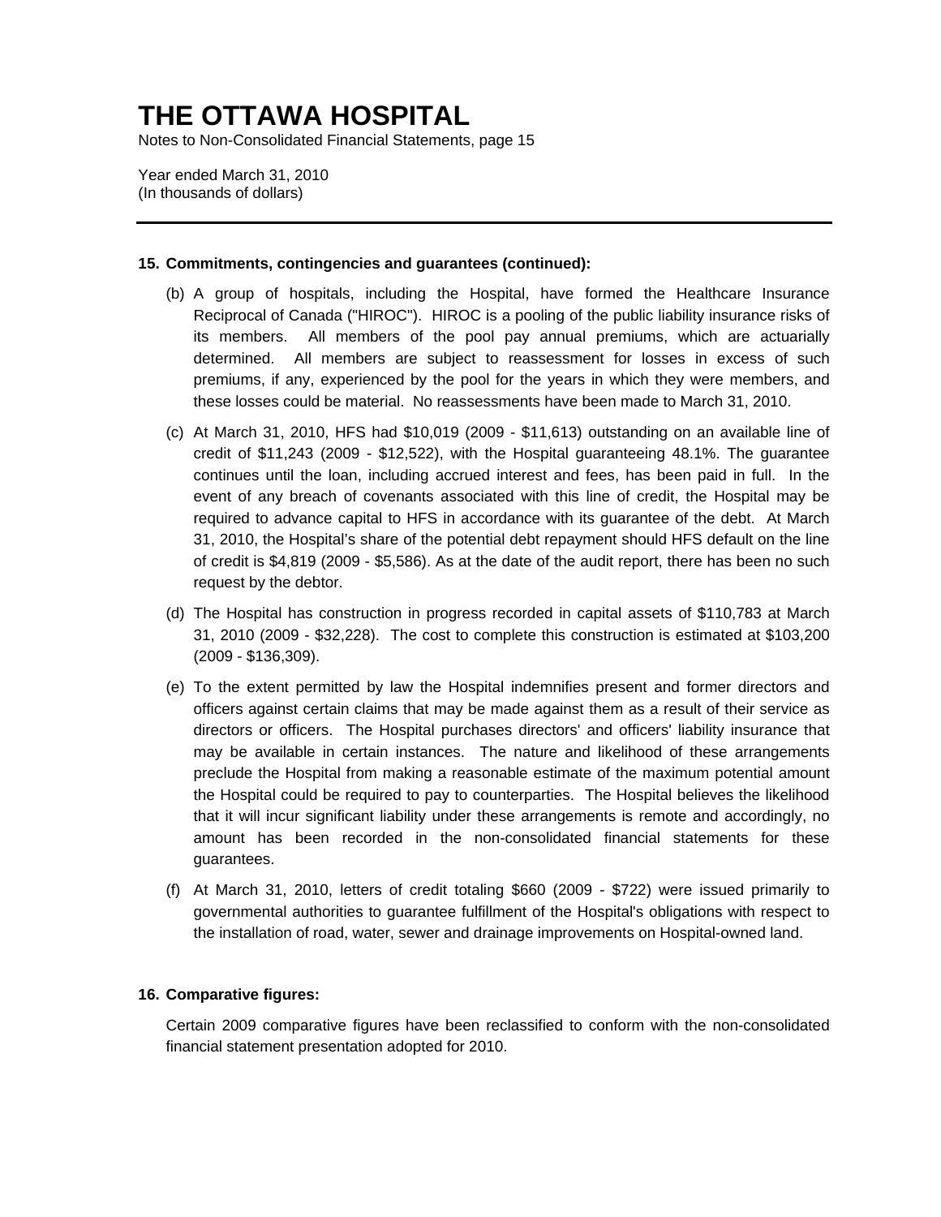# THE OTTAWA HOSPITAL

Notes to Non-Consolidated Financial Statements, page 15

Year ended March 31, 2010
(In thousands of dollars)

---

**15. Commitments, contingencies and guarantees (continued):**

(b) A group of hospitals, including the Hospital, have formed the Healthcare Insurance Reciprocal of Canada ("HIROC"). HIROC is a pooling of the public liability insurance risks of its members. All members of the pool pay annual premiums, which are actuarially determined. All members are subject to reassessment for losses in excess of such premiums, if any, experienced by the pool for the years in which they were members, and these losses could be material. No reassessments have been made to March 31, 2010.

(c) At March 31, 2010, HFS had $10,019 (2009 - $11,613) outstanding on an available line of credit of $11,243 (2009 - $12,522), with the Hospital guaranteeing 48.1%. The guarantee continues until the loan, including accrued interest and fees, has been paid in full. In the event of any breach of covenants associated with this line of credit, the Hospital may be required to advance capital to HFS in accordance with its guarantee of the debt. At March 31, 2010, the Hospital's share of the potential debt repayment should HFS default on the line of credit is $4,819 (2009 - $5,586). As at the date of the audit report, there has been no such request by the debtor.

(d) The Hospital has construction in progress recorded in capital assets of $110,783 at March 31, 2010 (2009 - $32,228). The cost to complete this construction is estimated at $103,200 (2009 - $136,309).

(e) To the extent permitted by law the Hospital indemnifies present and former directors and officers against certain claims that may be made against them as a result of their service as directors or officers. The Hospital purchases directors' and officers' liability insurance that may be available in certain instances. The nature and likelihood of these arrangements preclude the Hospital from making a reasonable estimate of the maximum potential amount the Hospital could be required to pay to counterparties. The Hospital believes the likelihood that it will incur significant liability under these arrangements is remote and accordingly, no amount has been recorded in the non-consolidated financial statements for these guarantees.

(f) At March 31, 2010, letters of credit totaling $660 (2009 - $722) were issued primarily to governmental authorities to guarantee fulfillment of the Hospital's obligations with respect to the installation of road, water, sewer and drainage improvements on Hospital-owned land.

**16. Comparative figures:**

Certain 2009 comparative figures have been reclassified to conform with the non-consolidated financial statement presentation adopted for 2010.